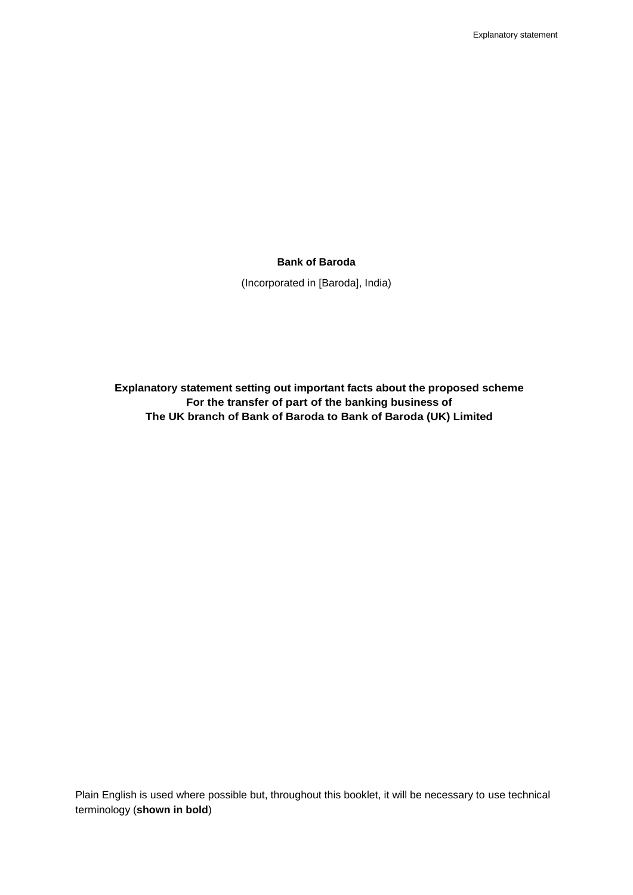**Bank of Baroda**

(Incorporated in [Baroda], India)

# Explanatory statement setting out important facts about the proposed scheme For the transfer of part of the banking business of The UK branch of Bank of Baroda to Bank of Baroda (UK) Limited

Plain English is used where possible but, throughout this booklet, it will be necessary to use technical terminology (**shown in bold**)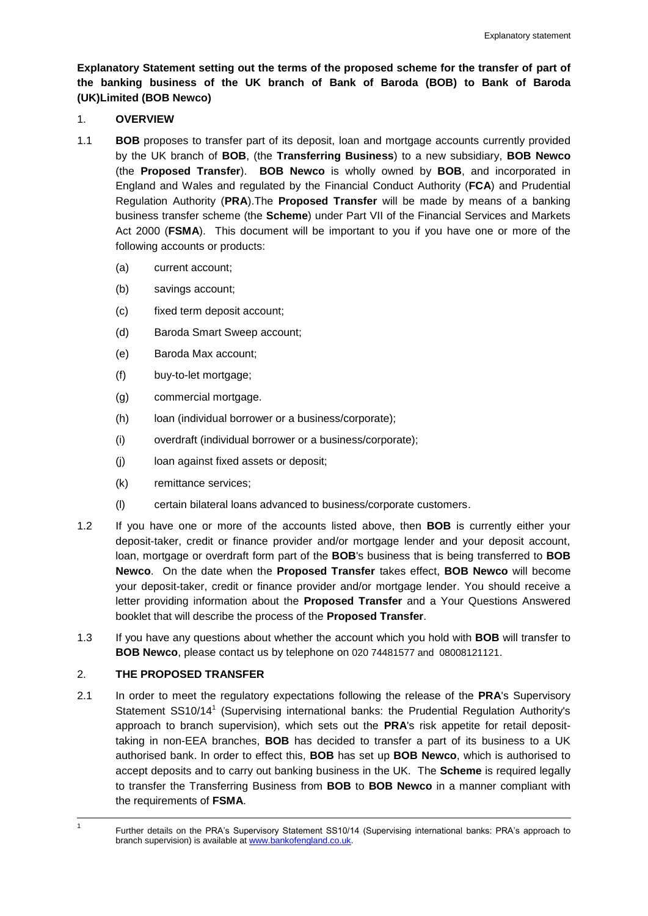**Explanatory Statement setting out the terms of the proposed scheme for the transfer of part of the banking business of the UK branch of Bank of Baroda (BOB) to Bank of Baroda (UK)Limited (BOB Newco)**

1. **OVERVIEW**

1.1 **BOB** proposes to transfer part of its deposit, loan and mortgage accounts currently provided by the UK branch of **BOB**, (the **Transferring Business**) to a new subsidiary, **BOB Newco** (the **Proposed Transfer**). **BOB Newco** is wholly owned by **BOB**, and incorporated in England and Wales and regulated by the Financial Conduct Authority (**FCA**) and Prudential Regulation Authority (**PRA**).The **Proposed Transfer** will be made by means of a banking business transfer scheme (the **Scheme**) under Part VII of the Financial Services and Markets Act 2000 (**FSMA**). This document will be important to you if you have one or more of the following accounts or products:

   (a) current account;

   (b) savings account;

   (c) fixed term deposit account;

   (d) Baroda Smart Sweep account;

   (e) Baroda Max account;

   (f) buy-to-let mortgage;

   (g) commercial mortgage.

   (h) loan (individual borrower or a business/corporate);

   (i) overdraft (individual borrower or a business/corporate);

   (j) loan against fixed assets or deposit;

   (k) remittance services;

   (l) certain bilateral loans advanced to business/corporate customers.

1.2 If you have one or more of the accounts listed above, then **BOB** is currently either your deposit-taker, credit or finance provider and/or mortgage lender and your deposit account, loan, mortgage or overdraft form part of the **BOB**'s business that is being transferred to **BOB Newco**. On the date when the **Proposed Transfer** takes effect, **BOB Newco** will become your deposit-taker, credit or finance provider and/or mortgage lender. You should receive a letter providing information about the **Proposed Transfer** and a Your Questions Answered booklet that will describe the process of the **Proposed Transfer**.

1.3 If you have any questions about whether the account which you hold with **BOB** will transfer to **BOB Newco**, please contact us by telephone on 020 74481577 and 08008121121.

2. **THE PROPOSED TRANSFER**

2.1 In order to meet the regulatory expectations following the release of the **PRA**'s Supervisory Statement SS10/14[1] (Supervising international banks: the Prudential Regulation Authority's approach to branch supervision), which sets out the **PRA**'s risk appetite for retail deposit-taking in non-EEA branches, **BOB** has decided to transfer a part of its business to a UK authorised bank. In order to effect this, **BOB** has set up **BOB Newco**, which is authorised to accept deposits and to carry out banking business in the UK. The **Scheme** is required legally to transfer the Transferring Business from **BOB** to **BOB Newco** in a manner compliant with the requirements of **FSMA**.

---

[1] Further details on the PRA's Supervisory Statement SS10/14 (Supervising international banks: PRA's approach to branch supervision) is available at www.bankofengland.co.uk.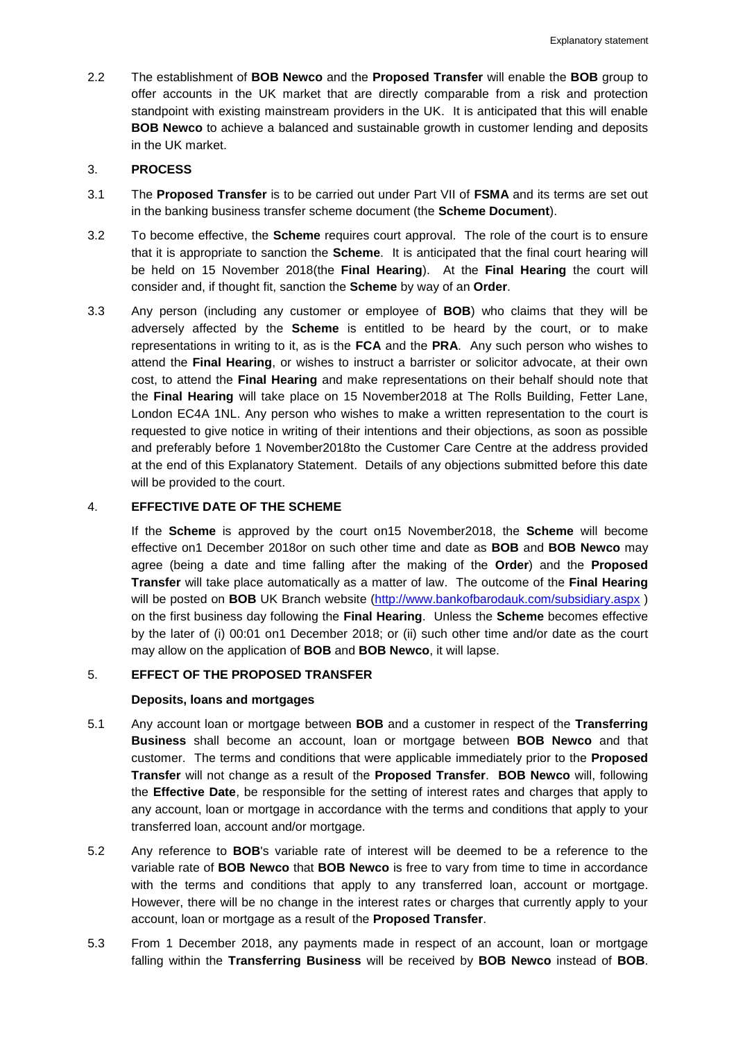2.2 The establishment of **BOB Newco** and the **Proposed Transfer** will enable the **BOB** group to offer accounts in the UK market that are directly comparable from a risk and protection standpoint with existing mainstream providers in the UK. It is anticipated that this will enable **BOB Newco** to achieve a balanced and sustainable growth in customer lending and deposits in the UK market.

## 3. PROCESS

3.1 The **Proposed Transfer** is to be carried out under Part VII of **FSMA** and its terms are set out in the banking business transfer scheme document (the **Scheme Document**).

3.2 To become effective, the **Scheme** requires court approval. The role of the court is to ensure that it is appropriate to sanction the **Scheme**. It is anticipated that the final court hearing will be held on 15 November 2018(the **Final Hearing**). At the **Final Hearing** the court will consider and, if thought fit, sanction the **Scheme** by way of an **Order**.

3.3 Any person (including any customer or employee of **BOB**) who claims that they will be adversely affected by the **Scheme** is entitled to be heard by the court, or to make representations in writing to it, as is the **FCA** and the **PRA**. Any such person who wishes to attend the **Final Hearing**, or wishes to instruct a barrister or solicitor advocate, at their own cost, to attend the **Final Hearing** and make representations on their behalf should note that the **Final Hearing** will take place on 15 November2018 at The Rolls Building, Fetter Lane, London EC4A 1NL. Any person who wishes to make a written representation to the court is requested to give notice in writing of their intentions and their objections, as soon as possible and preferably before 1 November2018to the Customer Care Centre at the address provided at the end of this Explanatory Statement. Details of any objections submitted before this date will be provided to the court.

## 4. EFFECTIVE DATE OF THE SCHEME

If the **Scheme** is approved by the court on15 November2018, the **Scheme** will become effective on1 December 2018or on such other time and date as **BOB** and **BOB Newco** may agree (being a date and time falling after the making of the **Order**) and the **Proposed Transfer** will take place automatically as a matter of law. The outcome of the **Final Hearing** will be posted on **BOB** UK Branch website (http://www.bankofbarodauk.com/subsidiary.aspx ) on the first business day following the **Final Hearing**. Unless the **Scheme** becomes effective by the later of (i) 00:01 on1 December 2018; or (ii) such other time and/or date as the court may allow on the application of **BOB** and **BOB Newco**, it will lapse.

## 5. EFFECT OF THE PROPOSED TRANSFER

### Deposits, loans and mortgages

5.1 Any account loan or mortgage between **BOB** and a customer in respect of the **Transferring Business** shall become an account, loan or mortgage between **BOB Newco** and that customer. The terms and conditions that were applicable immediately prior to the **Proposed Transfer** will not change as a result of the **Proposed Transfer**. **BOB Newco** will, following the **Effective Date**, be responsible for the setting of interest rates and charges that apply to any account, loan or mortgage in accordance with the terms and conditions that apply to your transferred loan, account and/or mortgage.

5.2 Any reference to **BOB**'s variable rate of interest will be deemed to be a reference to the variable rate of **BOB Newco** that **BOB Newco** is free to vary from time to time in accordance with the terms and conditions that apply to any transferred loan, account or mortgage. However, there will be no change in the interest rates or charges that currently apply to your account, loan or mortgage as a result of the **Proposed Transfer**.

5.3 From 1 December 2018, any payments made in respect of an account, loan or mortgage falling within the **Transferring Business** will be received by **BOB Newco** instead of **BOB**.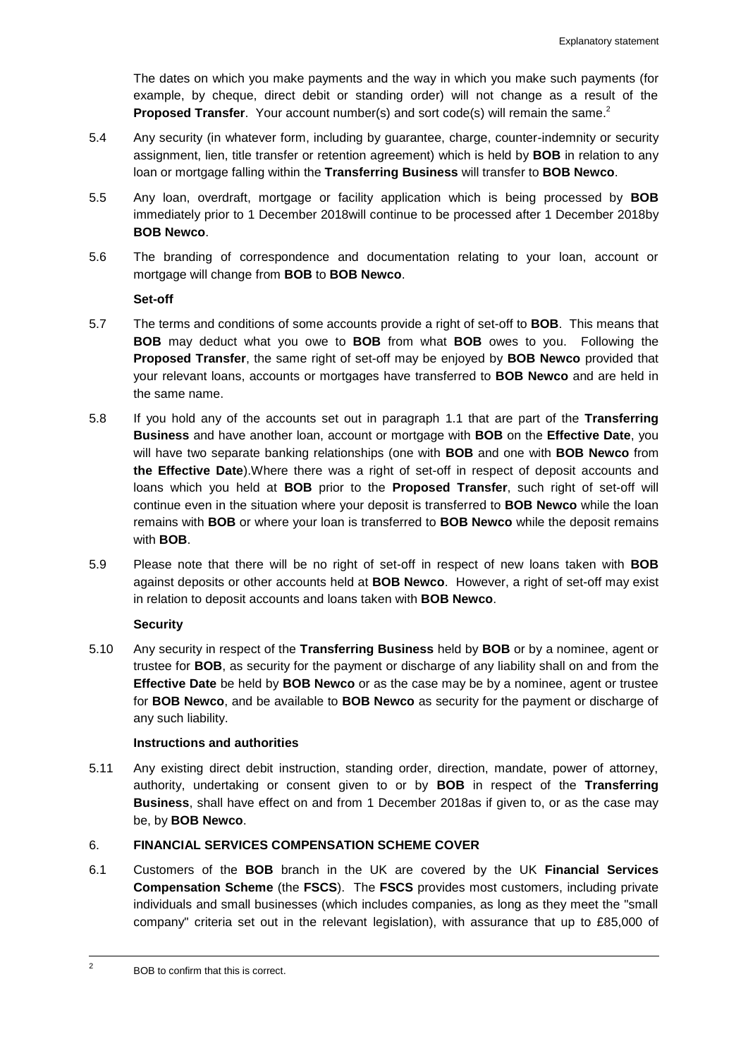The dates on which you make payments and the way in which you make such payments (for example, by cheque, direct debit or standing order) will not change as a result of the **Proposed Transfer**. Your account number(s) and sort code(s) will remain the same.[2]

5.4 Any security (in whatever form, including by guarantee, charge, counter-indemnity or security assignment, lien, title transfer or retention agreement) which is held by **BOB** in relation to any loan or mortgage falling within the **Transferring Business** will transfer to **BOB Newco**.

5.5 Any loan, overdraft, mortgage or facility application which is being processed by **BOB** immediately prior to 1 December 2018will continue to be processed after 1 December 2018by **BOB Newco**.

5.6 The branding of correspondence and documentation relating to your loan, account or mortgage will change from **BOB** to **BOB Newco**.

**Set-off**

5.7 The terms and conditions of some accounts provide a right of set-off to **BOB**. This means that **BOB** may deduct what you owe to **BOB** from what **BOB** owes to you. Following the **Proposed Transfer**, the same right of set-off may be enjoyed by **BOB Newco** provided that your relevant loans, accounts or mortgages have transferred to **BOB Newco** and are held in the same name.

5.8 If you hold any of the accounts set out in paragraph 1.1 that are part of the **Transferring Business** and have another loan, account or mortgage with **BOB** on the **Effective Date**, you will have two separate banking relationships (one with **BOB** and one with **BOB Newco** from **the Effective Date**).Where there was a right of set-off in respect of deposit accounts and loans which you held at **BOB** prior to the **Proposed Transfer**, such right of set-off will continue even in the situation where your deposit is transferred to **BOB Newco** while the loan remains with **BOB** or where your loan is transferred to **BOB Newco** while the deposit remains with **BOB**.

5.9 Please note that there will be no right of set-off in respect of new loans taken with **BOB** against deposits or other accounts held at **BOB Newco**. However, a right of set-off may exist in relation to deposit accounts and loans taken with **BOB Newco**.

**Security**

5.10 Any security in respect of the **Transferring Business** held by **BOB** or by a nominee, agent or trustee for **BOB**, as security for the payment or discharge of any liability shall on and from the **Effective Date** be held by **BOB Newco** or as the case may be by a nominee, agent or trustee for **BOB Newco**, and be available to **BOB Newco** as security for the payment or discharge of any such liability.

**Instructions and authorities**

5.11 Any existing direct debit instruction, standing order, direction, mandate, power of attorney, authority, undertaking or consent given to or by **BOB** in respect of the **Transferring Business**, shall have effect on and from 1 December 2018as if given to, or as the case may be, by **BOB Newco**.

## 6. FINANCIAL SERVICES COMPENSATION SCHEME COVER

6.1 Customers of the **BOB** branch in the UK are covered by the UK **Financial Services Compensation Scheme** (the **FSCS**). The **FSCS** provides most customers, including private individuals and small businesses (which includes companies, as long as they meet the "small company" criteria set out in the relevant legislation), with assurance that up to £85,000 of

---

[2] BOB to confirm that this is correct.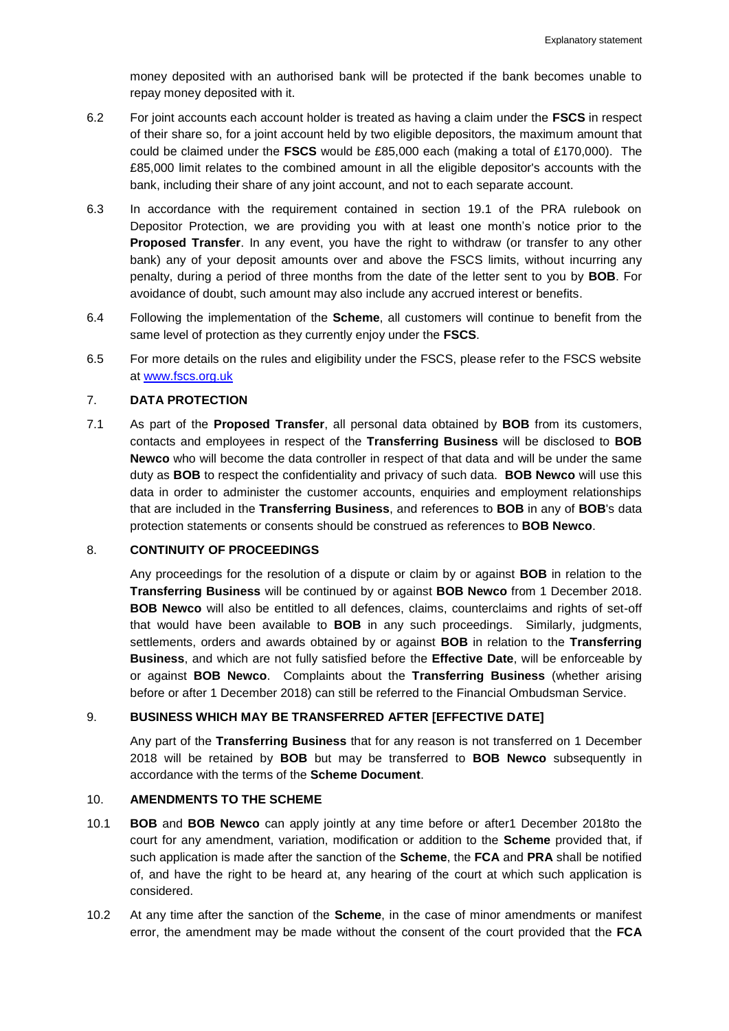money deposited with an authorised bank will be protected if the bank becomes unable to repay money deposited with it.

6.2 For joint accounts each account holder is treated as having a claim under the **FSCS** in respect of their share so, for a joint account held by two eligible depositors, the maximum amount that could be claimed under the **FSCS** would be £85,000 each (making a total of £170,000). The £85,000 limit relates to the combined amount in all the eligible depositor's accounts with the bank, including their share of any joint account, and not to each separate account.

6.3 In accordance with the requirement contained in section 19.1 of the PRA rulebook on Depositor Protection, we are providing you with at least one month's notice prior to the **Proposed Transfer**. In any event, you have the right to withdraw (or transfer to any other bank) any of your deposit amounts over and above the FSCS limits, without incurring any penalty, during a period of three months from the date of the letter sent to you by **BOB**. For avoidance of doubt, such amount may also include any accrued interest or benefits.

6.4 Following the implementation of the **Scheme**, all customers will continue to benefit from the same level of protection as they currently enjoy under the **FSCS**.

6.5 For more details on the rules and eligibility under the FSCS, please refer to the FSCS website at www.fscs.org.uk

## 7. DATA PROTECTION

7.1 As part of the **Proposed Transfer**, all personal data obtained by **BOB** from its customers, contacts and employees in respect of the **Transferring Business** will be disclosed to **BOB Newco** who will become the data controller in respect of that data and will be under the same duty as **BOB** to respect the confidentiality and privacy of such data. **BOB Newco** will use this data in order to administer the customer accounts, enquiries and employment relationships that are included in the **Transferring Business**, and references to **BOB** in any of **BOB**'s data protection statements or consents should be construed as references to **BOB Newco**.

## 8. CONTINUITY OF PROCEEDINGS

Any proceedings for the resolution of a dispute or claim by or against **BOB** in relation to the **Transferring Business** will be continued by or against **BOB Newco** from 1 December 2018. **BOB Newco** will also be entitled to all defences, claims, counterclaims and rights of set-off that would have been available to **BOB** in any such proceedings. Similarly, judgments, settlements, orders and awards obtained by or against **BOB** in relation to the **Transferring Business**, and which are not fully satisfied before the **Effective Date**, will be enforceable by or against **BOB Newco**. Complaints about the **Transferring Business** (whether arising before or after 1 December 2018) can still be referred to the Financial Ombudsman Service.

## 9. BUSINESS WHICH MAY BE TRANSFERRED AFTER [EFFECTIVE DATE]

Any part of the **Transferring Business** that for any reason is not transferred on 1 December 2018 will be retained by **BOB** but may be transferred to **BOB Newco** subsequently in accordance with the terms of the **Scheme Document**.

## 10. AMENDMENTS TO THE SCHEME

10.1 **BOB** and **BOB Newco** can apply jointly at any time before or after1 December 2018to the court for any amendment, variation, modification or addition to the **Scheme** provided that, if such application is made after the sanction of the **Scheme**, the **FCA** and **PRA** shall be notified of, and have the right to be heard at, any hearing of the court at which such application is considered.

10.2 At any time after the sanction of the **Scheme**, in the case of minor amendments or manifest error, the amendment may be made without the consent of the court provided that the **FCA**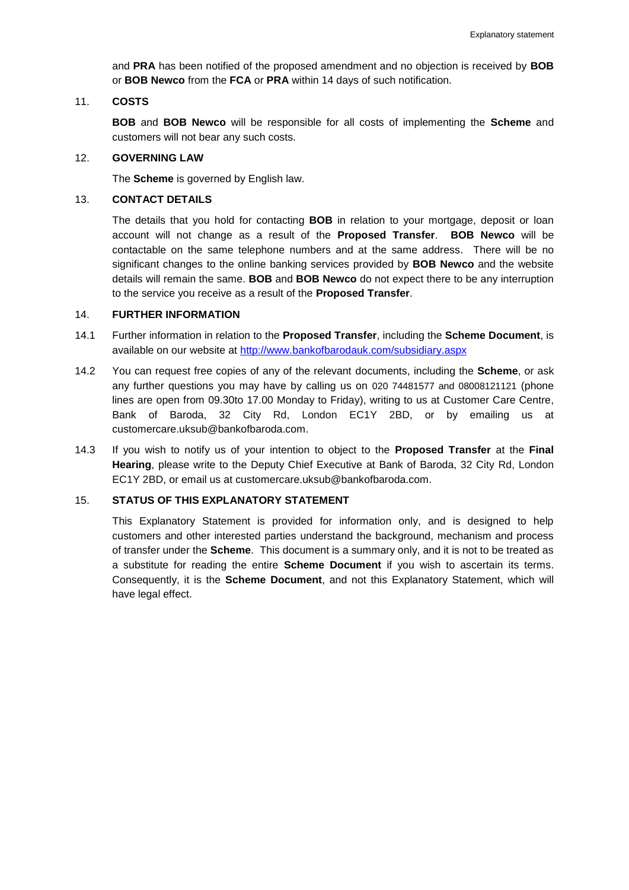and **PRA** has been notified of the proposed amendment and no objection is received by **BOB** or **BOB Newco** from the **FCA** or **PRA** within 14 days of such notification.

## 11. COSTS

**BOB** and **BOB Newco** will be responsible for all costs of implementing the **Scheme** and customers will not bear any such costs.

## 12. GOVERNING LAW

The **Scheme** is governed by English law.

## 13. CONTACT DETAILS

The details that you hold for contacting **BOB** in relation to your mortgage, deposit or loan account will not change as a result of the **Proposed Transfer**. **BOB Newco** will be contactable on the same telephone numbers and at the same address. There will be no significant changes to the online banking services provided by **BOB Newco** and the website details will remain the same. **BOB** and **BOB Newco** do not expect there to be any interruption to the service you receive as a result of the **Proposed Transfer**.

## 14. FURTHER INFORMATION

14.1 Further information in relation to the **Proposed Transfer**, including the **Scheme Document**, is available on our website at http://www.bankofbarodauk.com/subsidiary.aspx

14.2 You can request free copies of any of the relevant documents, including the **Scheme**, or ask any further questions you may have by calling us on 020 74481577 and 08008121121 (phone lines are open from 09.30to 17.00 Monday to Friday), writing to us at Customer Care Centre, Bank of Baroda, 32 City Rd, London EC1Y 2BD, or by emailing us at customercare.uksub@bankofbaroda.com.

14.3 If you wish to notify us of your intention to object to the **Proposed Transfer** at the **Final Hearing**, please write to the Deputy Chief Executive at Bank of Baroda, 32 City Rd, London EC1Y 2BD, or email us at customercare.uksub@bankofbaroda.com.

## 15. STATUS OF THIS EXPLANATORY STATEMENT

This Explanatory Statement is provided for information only, and is designed to help customers and other interested parties understand the background, mechanism and process of transfer under the **Scheme**. This document is a summary only, and it is not to be treated as a substitute for reading the entire **Scheme Document** if you wish to ascertain its terms. Consequently, it is the **Scheme Document**, and not this Explanatory Statement, which will have legal effect.